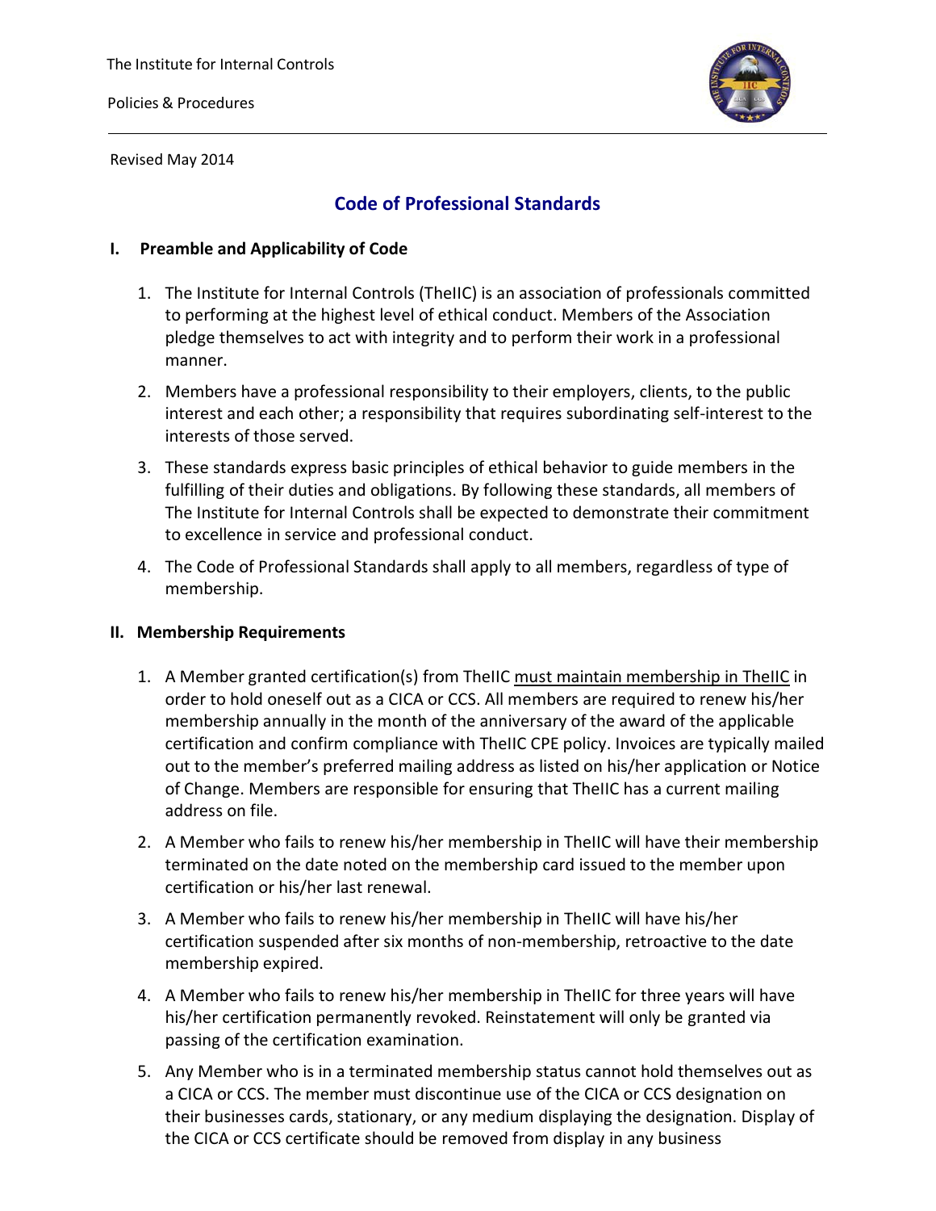The Institute for Internal Controls

Policies & Procedures

Revised May 2014

# Code of Professional Standards

## I. Preamble and Applicability of Code

1. The Institute for Internal Controls (TheIIC) is an association of professionals committed to performing at the highest level of ethical conduct. Members of the Association pledge themselves to act with integrity and to perform their work in a professional manner.

2. Members have a professional responsibility to their employers, clients, to the public interest and each other; a responsibility that requires subordinating self-interest to the interests of those served.

3. These standards express basic principles of ethical behavior to guide members in the fulfilling of their duties and obligations. By following these standards, all members of The Institute for Internal Controls shall be expected to demonstrate their commitment to excellence in service and professional conduct.

4. The Code of Professional Standards shall apply to all members, regardless of type of membership.

## II. Membership Requirements

1. A Member granted certification(s) from TheIIC must maintain membership in TheIIC in order to hold oneself out as a CICA or CCS. All members are required to renew his/her membership annually in the month of the anniversary of the award of the applicable certification and confirm compliance with TheIIC CPE policy. Invoices are typically mailed out to the member's preferred mailing address as listed on his/her application or Notice of Change. Members are responsible for ensuring that TheIIC has a current mailing address on file.

2. A Member who fails to renew his/her membership in TheIIC will have their membership terminated on the date noted on the membership card issued to the member upon certification or his/her last renewal.

3. A Member who fails to renew his/her membership in TheIIC will have his/her certification suspended after six months of non-membership, retroactive to the date membership expired.

4. A Member who fails to renew his/her membership in TheIIC for three years will have his/her certification permanently revoked. Reinstatement will only be granted via passing of the certification examination.

5. Any Member who is in a terminated membership status cannot hold themselves out as a CICA or CCS. The member must discontinue use of the CICA or CCS designation on their businesses cards, stationary, or any medium displaying the designation. Display of the CICA or CCS certificate should be removed from display in any business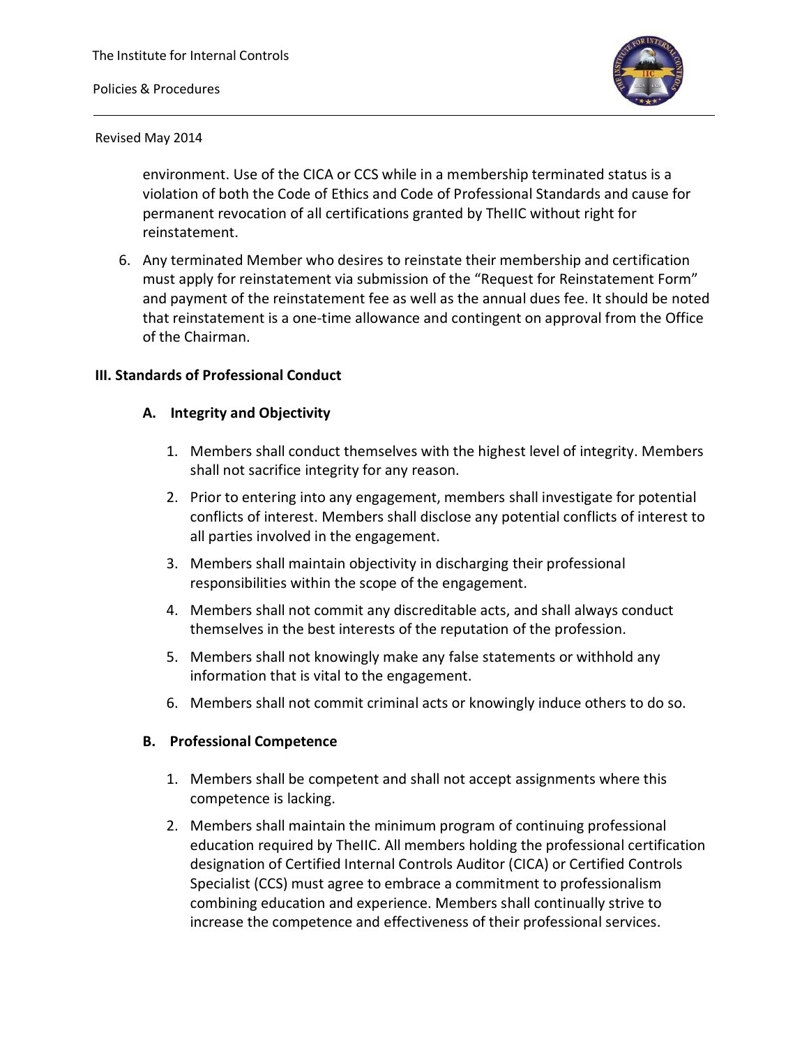environment. Use of the CICA or CCS while in a membership terminated status is a violation of both the Code of Ethics and Code of Professional Standards and cause for permanent revocation of all certifications granted by TheIIC without right for reinstatement.

6. Any terminated Member who desires to reinstate their membership and certification must apply for reinstatement via submission of the "Request for Reinstatement Form" and payment of the reinstatement fee as well as the annual dues fee. It should be noted that reinstatement is a one-time allowance and contingent on approval from the Office of the Chairman.

## III. Standards of Professional Conduct

### A. Integrity and Objectivity

1. Members shall conduct themselves with the highest level of integrity. Members shall not sacrifice integrity for any reason.
2. Prior to entering into any engagement, members shall investigate for potential conflicts of interest. Members shall disclose any potential conflicts of interest to all parties involved in the engagement.
3. Members shall maintain objectivity in discharging their professional responsibilities within the scope of the engagement.
4. Members shall not commit any discreditable acts, and shall always conduct themselves in the best interests of the reputation of the profession.
5. Members shall not knowingly make any false statements or withhold any information that is vital to the engagement.
6. Members shall not commit criminal acts or knowingly induce others to do so.

### B. Professional Competence

1. Members shall be competent and shall not accept assignments where this competence is lacking.
2. Members shall maintain the minimum program of continuing professional education required by TheIIC. All members holding the professional certification designation of Certified Internal Controls Auditor (CICA) or Certified Controls Specialist (CCS) must agree to embrace a commitment to professionalism combining education and experience. Members shall continually strive to increase the competence and effectiveness of their professional services.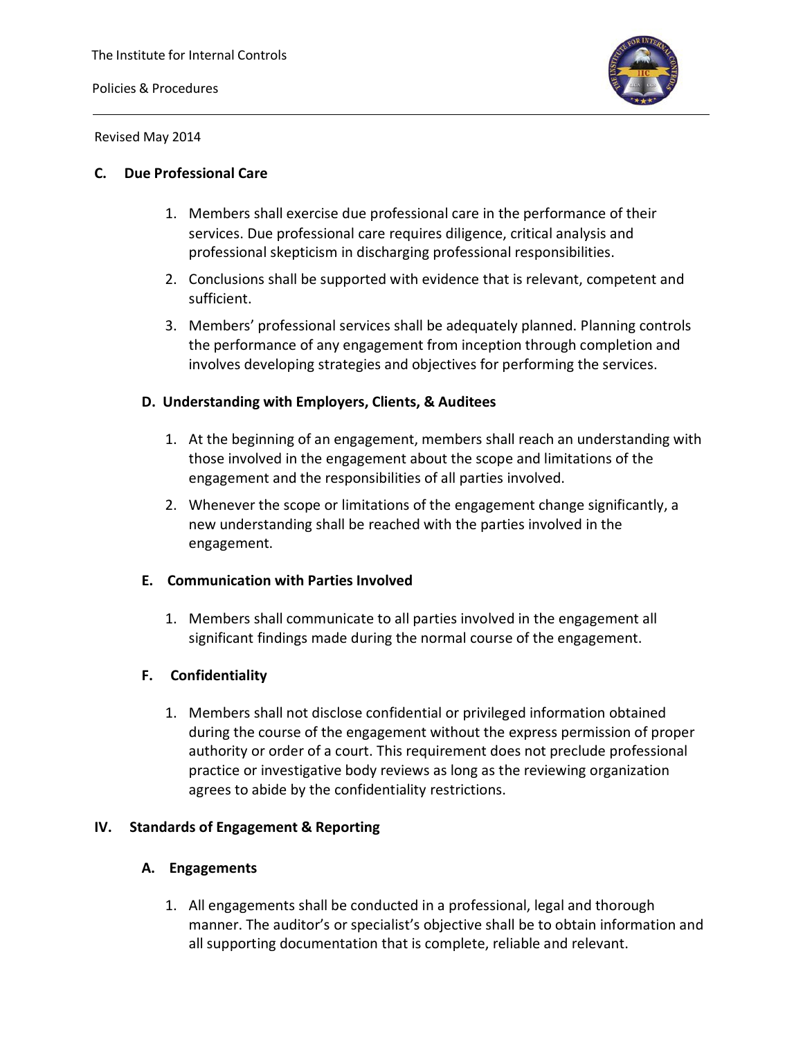Revised May 2014

### C. Due Professional Care

1. Members shall exercise due professional care in the performance of their services. Due professional care requires diligence, critical analysis and professional skepticism in discharging professional responsibilities.
2. Conclusions shall be supported with evidence that is relevant, competent and sufficient.
3. Members' professional services shall be adequately planned. Planning controls the performance of any engagement from inception through completion and involves developing strategies and objectives for performing the services.

### D. Understanding with Employers, Clients, & Auditees

1. At the beginning of an engagement, members shall reach an understanding with those involved in the engagement about the scope and limitations of the engagement and the responsibilities of all parties involved.
2. Whenever the scope or limitations of the engagement change significantly, a new understanding shall be reached with the parties involved in the engagement.

### E. Communication with Parties Involved

1. Members shall communicate to all parties involved in the engagement all significant findings made during the normal course of the engagement.

### F. Confidentiality

1. Members shall not disclose confidential or privileged information obtained during the course of the engagement without the express permission of proper authority or order of a court. This requirement does not preclude professional practice or investigative body reviews as long as the reviewing organization agrees to abide by the confidentiality restrictions.

## IV. Standards of Engagement & Reporting

### A. Engagements

1. All engagements shall be conducted in a professional, legal and thorough manner. The auditor's or specialist's objective shall be to obtain information and all supporting documentation that is complete, reliable and relevant.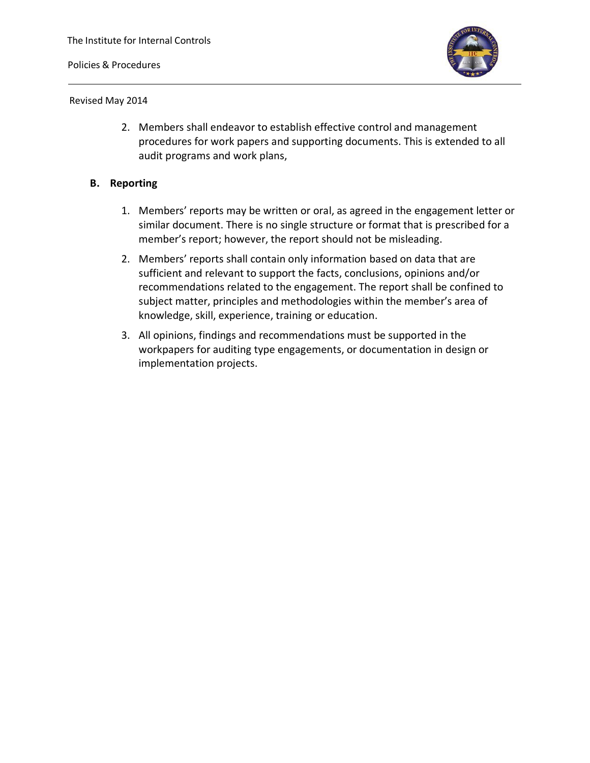Revised May 2014

2. Members shall endeavor to establish effective control and management procedures for work papers and supporting documents. This is extended to all audit programs and work plans,

**B. Reporting**

1. Members' reports may be written or oral, as agreed in the engagement letter or similar document. There is no single structure or format that is prescribed for a member's report; however, the report should not be misleading.
2. Members' reports shall contain only information based on data that are sufficient and relevant to support the facts, conclusions, opinions and/or recommendations related to the engagement. The report shall be confined to subject matter, principles and methodologies within the member's area of knowledge, skill, experience, training or education.
3. All opinions, findings and recommendations must be supported in the workpapers for auditing type engagements, or documentation in design or implementation projects.